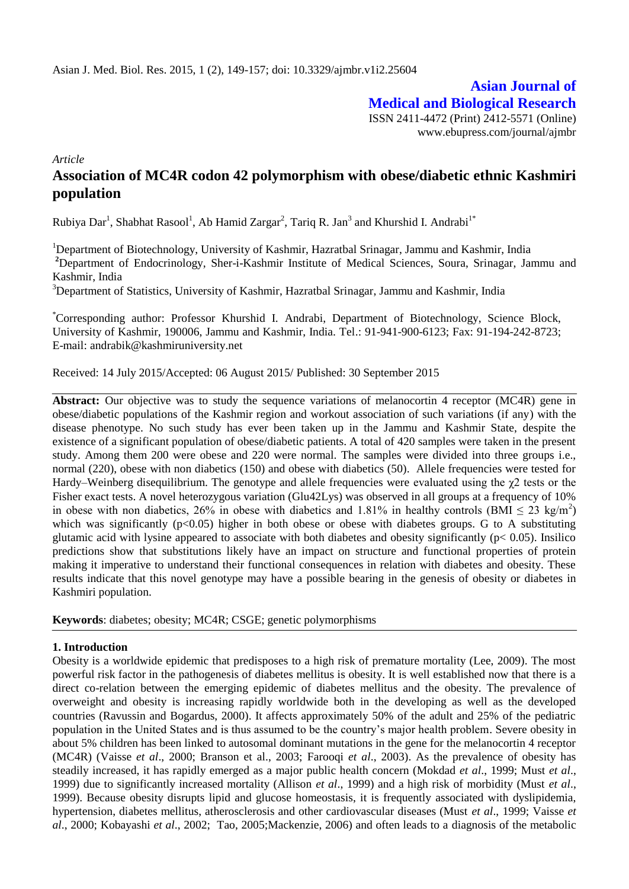*Article*

# Association of MC4R codon 42 polymorphism with obese/diabetic ethnic Kashmiri population

Rubiya Dar[1], Shabhat Rasool[1], Ab Hamid Zargar[2], Tariq R. Jan[3] and Khurshid I. Andrabi[1*]

[1]Department of Biotechnology, University of Kashmir, Hazratbal Srinagar, Jammu and Kashmir, India
[2]Department of Endocrinology, Sher-i-Kashmir Institute of Medical Sciences, Soura, Srinagar, Jammu and Kashmir, India
[3]Department of Statistics, University of Kashmir, Hazratbal Srinagar, Jammu and Kashmir, India

[*]Corresponding author: Professor Khurshid I. Andrabi, Department of Biotechnology, Science Block, University of Kashmir, 190006, Jammu and Kashmir, India. Tel.: 91-941-900-6123; Fax: 91-194-242-8723; E-mail: andrabik@kashmiruniversity.net

Received: 14 July 2015/Accepted: 06 August 2015/ Published: 30 September 2015

**Abstract:** Our objective was to study the sequence variations of melanocortin 4 receptor (MC4R) gene in obese/diabetic populations of the Kashmir region and workout association of such variations (if any) with the disease phenotype. No such study has ever been taken up in the Jammu and Kashmir State, despite the existence of a significant population of obese/diabetic patients. A total of 420 samples were taken in the present study. Among them 200 were obese and 220 were normal. The samples were divided into three groups i.e., normal (220), obese with non diabetics (150) and obese with diabetics (50). Allele frequencies were tested for Hardy–Weinberg disequilibrium. The genotype and allele frequencies were evaluated using the $\chi2$ tests or the Fisher exact tests. A novel heterozygous variation (Glu42Lys) was observed in all groups at a frequency of 10% in obese with non diabetics, 26% in obese with diabetics and 1.81% in healthy controls (BMI $\leq$ 23 kg/m$^2$) which was significantly ($p<0.05$) higher in both obese or obese with diabetes groups. G to A substituting glutamic acid with lysine appeared to associate with both diabetes and obesity significantly ($p< 0.05$). Insilico predictions show that substitutions likely have an impact on structure and functional properties of protein making it imperative to understand their functional consequences in relation with diabetes and obesity. These results indicate that this novel genotype may have a possible bearing in the genesis of obesity or diabetes in Kashmiri population.

**Keywords**: diabetes; obesity; MC4R; CSGE; genetic polymorphisms

## 1. Introduction

Obesity is a worldwide epidemic that predisposes to a high risk of premature mortality (Lee, 2009). The most powerful risk factor in the pathogenesis of diabetes mellitus is obesity. It is well established now that there is a direct co-relation between the emerging epidemic of diabetes mellitus and the obesity. The prevalence of overweight and obesity is increasing rapidly worldwide both in the developing as well as the developed countries (Ravussin and Bogardus, 2000). It affects approximately 50% of the adult and 25% of the pediatric population in the United States and is thus assumed to be the country's major health problem. Severe obesity in about 5% children has been linked to autosomal dominant mutations in the gene for the melanocortin 4 receptor (MC4R) (Vaisse *et al*., 2000; Branson et al., 2003; Farooqi *et al*., 2003). As the prevalence of obesity has steadily increased, it has rapidly emerged as a major public health concern (Mokdad *et al*., 1999; Must *et al*., 1999) due to significantly increased mortality (Allison *et al*., 1999) and a high risk of morbidity (Must *et al*., 1999). Because obesity disrupts lipid and glucose homeostasis, it is frequently associated with dyslipidemia, hypertension, diabetes mellitus, atherosclerosis and other cardiovascular diseases (Must *et al*., 1999; Vaisse *et al*., 2000; Kobayashi *et al*., 2002; Tao, 2005;Mackenzie, 2006) and often leads to a diagnosis of the metabolic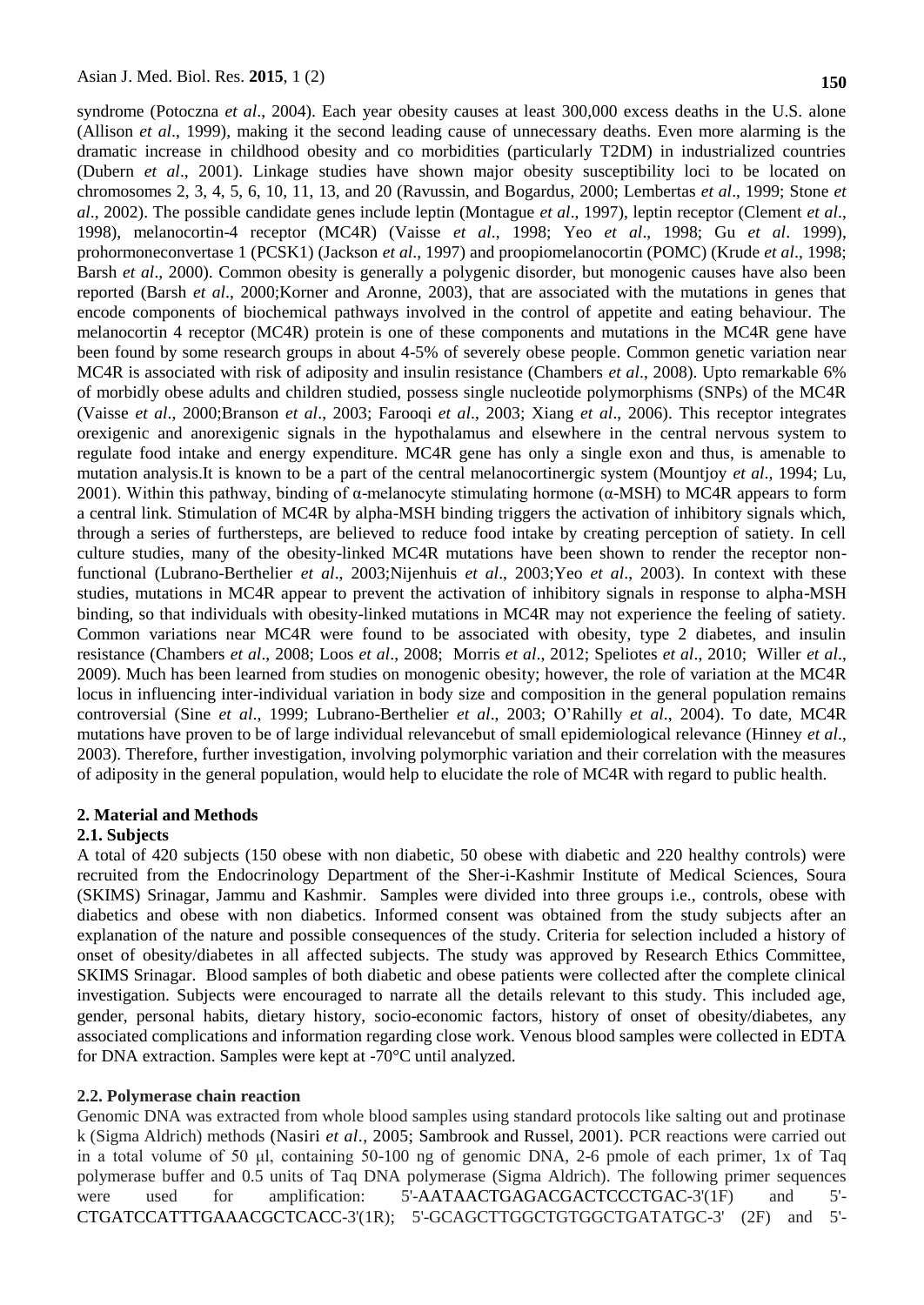syndrome (Potoczna *et al*., 2004). Each year obesity causes at least 300,000 excess deaths in the U.S. alone (Allison *et al*., 1999), making it the second leading cause of unnecessary deaths. Even more alarming is the dramatic increase in childhood obesity and co morbidities (particularly T2DM) in industrialized countries (Dubern *et al*., 2001). Linkage studies have shown major obesity susceptibility loci to be located on chromosomes 2, 3, 4, 5, 6, 10, 11, 13, and 20 (Ravussin, and Bogardus, 2000; Lembertas *et al*., 1999; Stone *et al*., 2002). The possible candidate genes include leptin (Montague *et al*., 1997), leptin receptor (Clement *et al*., 1998), melanocortin-4 receptor (MC4R) (Vaisse *et al*., 1998; Yeo *et al*., 1998; Gu *et al*. 1999), prohormoneconvertase 1 (PCSK1) (Jackson *et al*., 1997) and proopiomelanocortin (POMC) (Krude *et al*., 1998; Barsh *et al*., 2000). Common obesity is generally a polygenic disorder, but monogenic causes have also been reported (Barsh *et al*., 2000;Korner and Aronne, 2003), that are associated with the mutations in genes that encode components of biochemical pathways involved in the control of appetite and eating behaviour. The melanocortin 4 receptor (MC4R) protein is one of these components and mutations in the MC4R gene have been found by some research groups in about 4-5% of severely obese people. Common genetic variation near MC4R is associated with risk of adiposity and insulin resistance (Chambers *et al*., 2008). Upto remarkable 6% of morbidly obese adults and children studied, possess single nucleotide polymorphisms (SNPs) of the MC4R (Vaisse *et al*., 2000;Branson *et al*., 2003; Farooqi *et al*., 2003; Xiang *et al*., 2006). This receptor integrates orexigenic and anorexigenic signals in the hypothalamus and elsewhere in the central nervous system to regulate food intake and energy expenditure. MC4R gene has only a single exon and thus, is amenable to mutation analysis.It is known to be a part of the central melanocortinergic system (Mountjoy *et al*., 1994; Lu, 2001). Within this pathway, binding of α-melanocyte stimulating hormone (α-MSH) to MC4R appears to form a central link. Stimulation of MC4R by alpha-MSH binding triggers the activation of inhibitory signals which, through a series of furthersteps, are believed to reduce food intake by creating perception of satiety. In cell culture studies, many of the obesity-linked MC4R mutations have been shown to render the receptor non-functional (Lubrano-Berthelier *et al*., 2003;Nijenhuis *et al*., 2003;Yeo *et al*., 2003). In context with these studies, mutations in MC4R appear to prevent the activation of inhibitory signals in response to alpha-MSH binding, so that individuals with obesity-linked mutations in MC4R may not experience the feeling of satiety. Common variations near MC4R were found to be associated with obesity, type 2 diabetes, and insulin resistance (Chambers *et al*., 2008; Loos *et al*., 2008; Morris *et al*., 2012; Speliotes *et al*., 2010; Willer *et al*., 2009). Much has been learned from studies on monogenic obesity; however, the role of variation at the MC4R locus in influencing inter-individual variation in body size and composition in the general population remains controversial (Sine *et al*., 1999; Lubrano-Berthelier *et al*., 2003; O'Rahilly *et al*., 2004). To date, MC4R mutations have proven to be of large individual relevancebut of small epidemiological relevance (Hinney *et al*., 2003). Therefore, further investigation, involving polymorphic variation and their correlation with the measures of adiposity in the general population, would help to elucidate the role of MC4R with regard to public health.

## 2. Material and Methods

### 2.1. Subjects

A total of 420 subjects (150 obese with non diabetic, 50 obese with diabetic and 220 healthy controls) were recruited from the Endocrinology Department of the Sher-i-Kashmir Institute of Medical Sciences, Soura (SKIMS) Srinagar, Jammu and Kashmir. Samples were divided into three groups i.e., controls, obese with diabetics and obese with non diabetics. Informed consent was obtained from the study subjects after an explanation of the nature and possible consequences of the study. Criteria for selection included a history of onset of obesity/diabetes in all affected subjects. The study was approved by Research Ethics Committee, SKIMS Srinagar. Blood samples of both diabetic and obese patients were collected after the complete clinical investigation. Subjects were encouraged to narrate all the details relevant to this study. This included age, gender, personal habits, dietary history, socio-economic factors, history of onset of obesity/diabetes, any associated complications and information regarding close work. Venous blood samples were collected in EDTA for DNA extraction. Samples were kept at -70°C until analyzed.

### 2.2. Polymerase chain reaction

Genomic DNA was extracted from whole blood samples using standard protocols like salting out and protinase k (Sigma Aldrich) methods (Nasiri *et al*., 2005; Sambrook and Russel, 2001). PCR reactions were carried out in a total volume of 50 μl, containing 50-100 ng of genomic DNA, 2-6 pmole of each primer, 1x of Taq polymerase buffer and 0.5 units of Taq DNA polymerase (Sigma Aldrich). The following primer sequences were used for amplification: 5'-AATAACTGAGACGACTCCCTGAC-3'(1F) and 5'-CTGATCCATTTGAAACGCTCACC-3'(1R); 5'-GCAGCTTGGCTGTGGCTGATATGC-3' (2F) and 5'-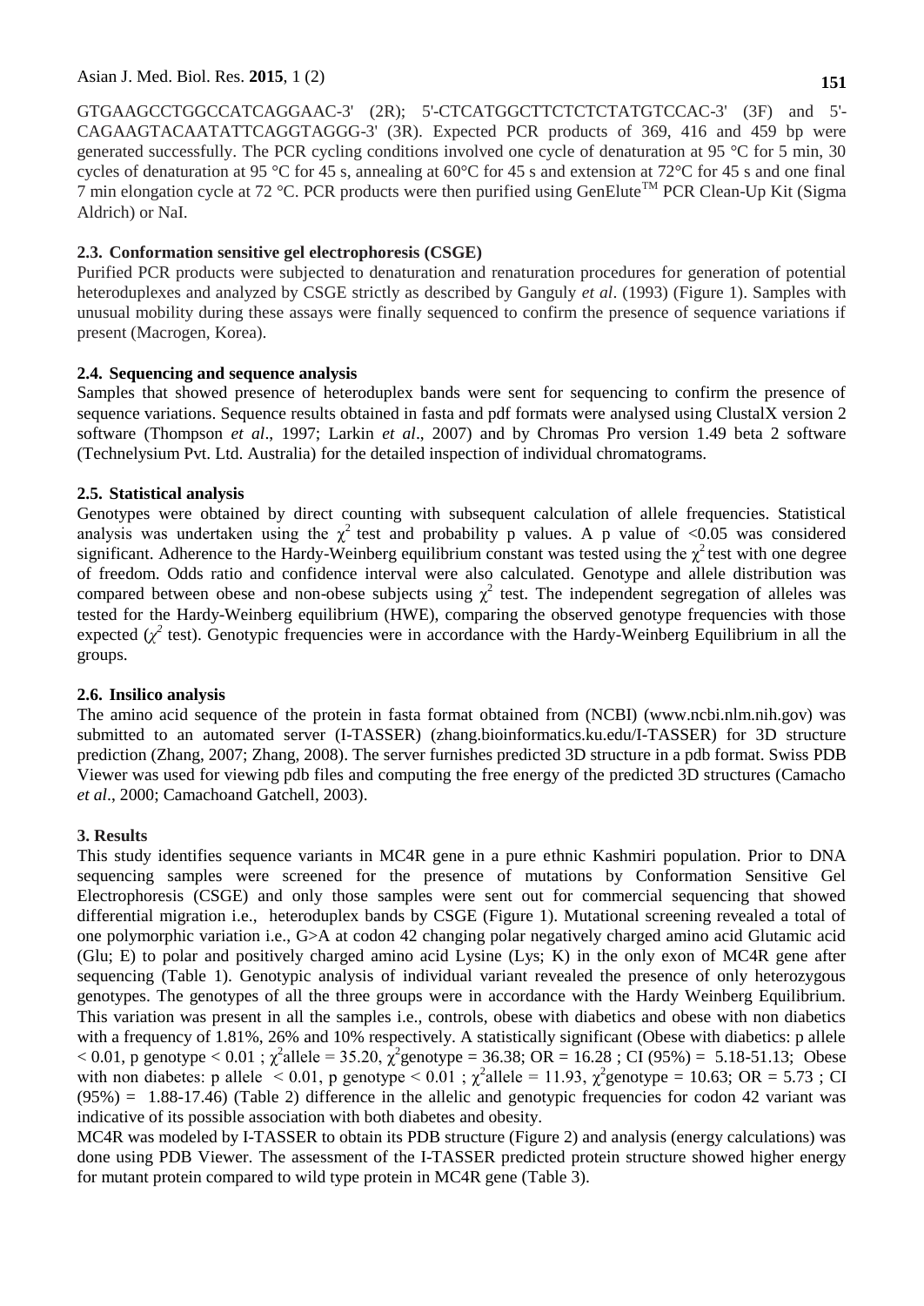GTGAAGCCTGGCCATCAGGAAC-3' (2R); 5'-CTCATGGCTTCTCTCTATGTCCAC-3' (3F) and 5'-CAGAAGTACAATATTCAGGTAGGG-3' (3R). Expected PCR products of 369, 416 and 459 bp were generated successfully. The PCR cycling conditions involved one cycle of denaturation at 95 °C for 5 min, 30 cycles of denaturation at 95 °C for 45 s, annealing at 60°C for 45 s and extension at 72°C for 45 s and one final 7 min elongation cycle at 72 °C. PCR products were then purified using GenElute™ PCR Clean-Up Kit (Sigma Aldrich) or NaI.

### 2.3. Conformation sensitive gel electrophoresis (CSGE)

Purified PCR products were subjected to denaturation and renaturation procedures for generation of potential heteroduplexes and analyzed by CSGE strictly as described by Ganguly *et al*. (1993) (Figure 1). Samples with unusual mobility during these assays were finally sequenced to confirm the presence of sequence variations if present (Macrogen, Korea).

### 2.4. Sequencing and sequence analysis

Samples that showed presence of heteroduplex bands were sent for sequencing to confirm the presence of sequence variations. Sequence results obtained in fasta and pdf formats were analysed using ClustalX version 2 software (Thompson *et al*., 1997; Larkin *et al*., 2007) and by Chromas Pro version 1.49 beta 2 software (Technelysium Pvt. Ltd. Australia) for the detailed inspection of individual chromatograms.

### 2.5. Statistical analysis

Genotypes were obtained by direct counting with subsequent calculation of allele frequencies. Statistical analysis was undertaken using the $\chi^2$ test and probability p values. A p value of <0.05 was considered significant. Adherence to the Hardy-Weinberg equilibrium constant was tested using the $\chi^2$ test with one degree of freedom. Odds ratio and confidence interval were also calculated. Genotype and allele distribution was compared between obese and non-obese subjects using $\chi^2$ test. The independent segregation of alleles was tested for the Hardy-Weinberg equilibrium (HWE), comparing the observed genotype frequencies with those expected ($\chi^2$ test). Genotypic frequencies were in accordance with the Hardy-Weinberg Equilibrium in all the groups.

### 2.6. Insilico analysis

The amino acid sequence of the protein in fasta format obtained from (NCBI) (www.ncbi.nlm.nih.gov) was submitted to an automated server (I-TASSER) (zhang.bioinformatics.ku.edu/I-TASSER) for 3D structure prediction (Zhang, 2007; Zhang, 2008). The server furnishes predicted 3D structure in a pdb format. Swiss PDB Viewer was used for viewing pdb files and computing the free energy of the predicted 3D structures (Camacho *et al*., 2000; Camachoand Gatchell, 2003).

## 3. Results

This study identifies sequence variants in MC4R gene in a pure ethnic Kashmiri population. Prior to DNA sequencing samples were screened for the presence of mutations by Conformation Sensitive Gel Electrophoresis (CSGE) and only those samples were sent out for commercial sequencing that showed differential migration i.e., heteroduplex bands by CSGE (Figure 1). Mutational screening revealed a total of one polymorphic variation i.e., G>A at codon 42 changing polar negatively charged amino acid Glutamic acid (Glu; E) to polar and positively charged amino acid Lysine (Lys; K) in the only exon of MC4R gene after sequencing (Table 1). Genotypic analysis of individual variant revealed the presence of only heterozygous genotypes. The genotypes of all the three groups were in accordance with the Hardy Weinberg Equilibrium. This variation was present in all the samples i.e., controls, obese with diabetics and obese with non diabetics with a frequency of 1.81%, 26% and 10% respectively. A statistically significant (Obese with diabetics: p allele < 0.01, p genotype < 0.01 ; $\chi^2$allele = 35.20, $\chi^2$genotype = 36.38; OR = 16.28 ; CI (95%) = 5.18-51.13; Obese with non diabetes: p allele < 0.01, p genotype < 0.01 ; $\chi^2$allele = 11.93, $\chi^2$genotype = 10.63; OR = 5.73 ; CI (95%) = 1.88-17.46) (Table 2) difference in the allelic and genotypic frequencies for codon 42 variant was indicative of its possible association with both diabetes and obesity.

MC4R was modeled by I-TASSER to obtain its PDB structure (Figure 2) and analysis (energy calculations) was done using PDB Viewer. The assessment of the I-TASSER predicted protein structure showed higher energy for mutant protein compared to wild type protein in MC4R gene (Table 3).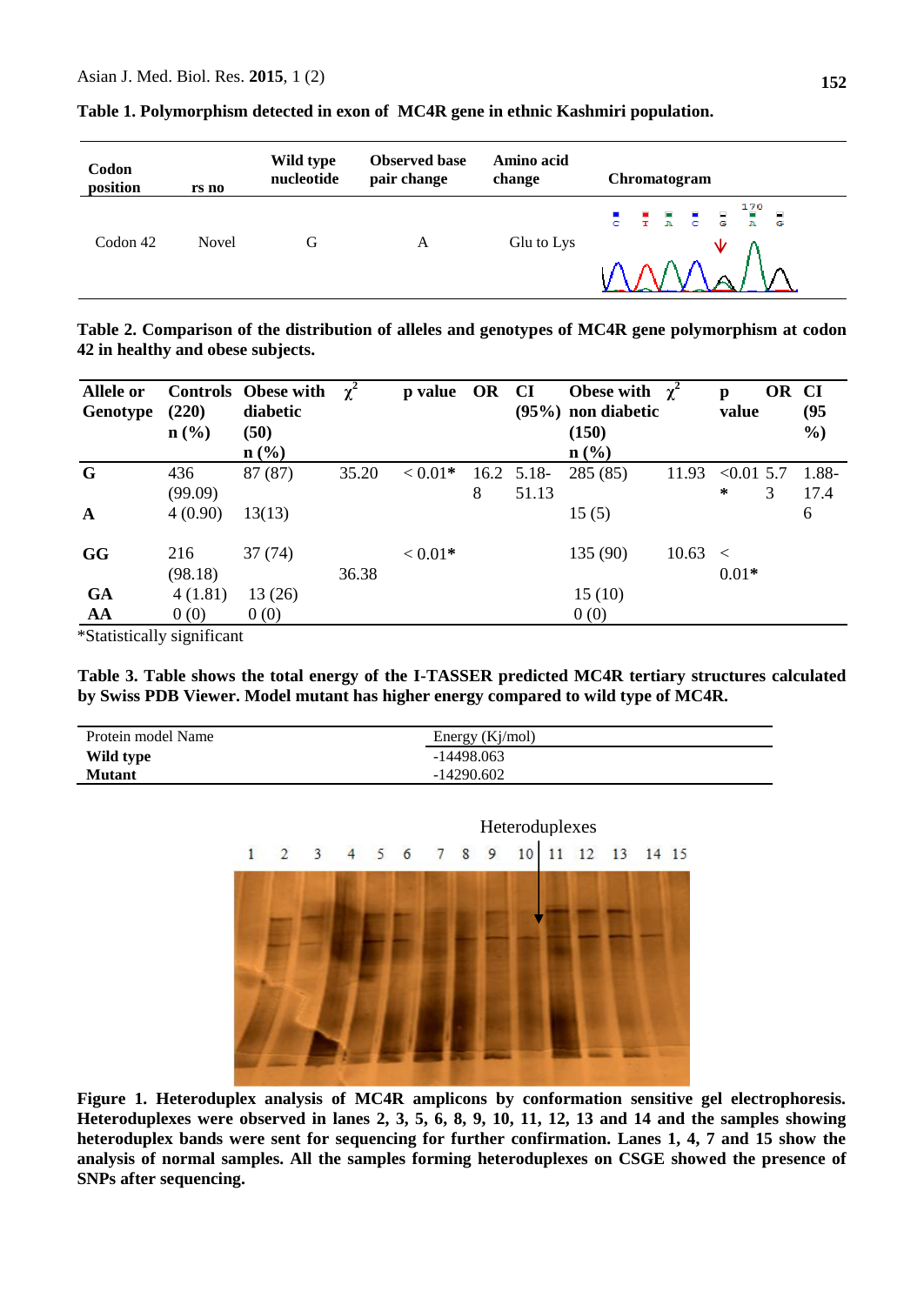**Table 1. Polymorphism detected in exon of MC4R gene in ethnic Kashmiri population.**

| Codon position | rs no | Wild type nucleotide | Observed base pair change | Amino acid change | Chromatogram |
|---|---|---|---|---|---|
| Codon 42 | Novel | G | A | Glu to Lys | |

**Table 2. Comparison of the distribution of alleles and genotypes of MC4R gene polymorphism at codon 42 in healthy and obese subjects.**

| Allele or Genotype | Controls (220) n (%) | Obese with diabetic (50) n (%) | $\chi^2$ | p value | OR | CI (95%) | Obese with non diabetic (150) n (%) | $\chi^2$ | p value | OR | CI (95 %) |
|---|---|---|---|---|---|---|---|---|---|---|---|
| **G** | 436 (99.09) | 87 (87) | 35.20 | < 0.01* | 16.28 | 5.18-51.13 | 285 (85) | 11.93 | <0.01* | 5.73 | 1.88-17.46 |
| **A** | 4 (0.90) | 13(13) | | | | | 15 (5) | | | | |
| **GG** | 216 (98.18) | 37 (74) | 36.38 | < 0.01* | | | 135 (90) | 10.63 | < 0.01* | | |
| **GA** | 4 (1.81) | 13 (26) | | | | | 15 (10) | | | | |
| **AA** | 0 (0) | 0 (0) | | | | | 0 (0) | | | | |

*Statistically significant

**Table 3. Table shows the total energy of the I-TASSER predicted MC4R tertiary structures calculated by Swiss PDB Viewer. Model mutant has higher energy compared to wild type of MC4R.**

| Protein model Name | Energy (Kj/mol) |
|---|---|
| **Wild type** | -14498.063 |
| **Mutant** | -14290.602 |

**Figure 1. Heteroduplex analysis of MC4R amplicons by conformation sensitive gel electrophoresis. Heteroduplexes were observed in lanes 2, 3, 5, 6, 8, 9, 10, 11, 12, 13 and 14 and the samples showing heteroduplex bands were sent for sequencing for further confirmation. Lanes 1, 4, 7 and 15 show the analysis of normal samples. All the samples forming heteroduplexes on CSGE showed the presence of SNPs after sequencing.**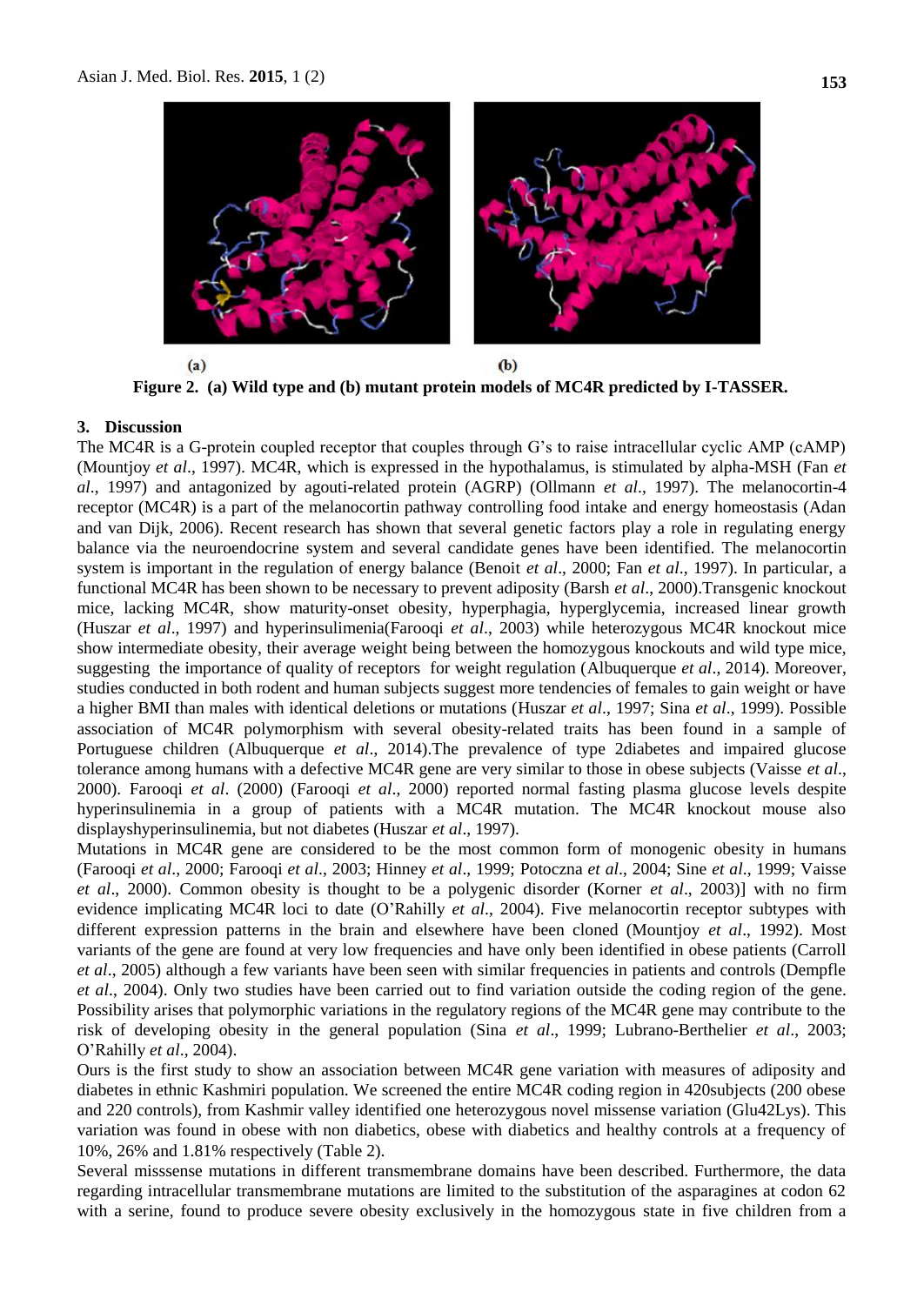(a) (b)

**Figure 2. (a) Wild type and (b) mutant protein models of MC4R predicted by I-TASSER.**

## 3. Discussion

The MC4R is a G-protein coupled receptor that couples through G's to raise intracellular cyclic AMP (cAMP) (Mountjoy *et al*., 1997). MC4R, which is expressed in the hypothalamus, is stimulated by alpha-MSH (Fan *et al*., 1997) and antagonized by agouti-related protein (AGRP) (Ollmann *et al*., 1997). The melanocortin-4 receptor (MC4R) is a part of the melanocortin pathway controlling food intake and energy homeostasis (Adan and van Dijk, 2006). Recent research has shown that several genetic factors play a role in regulating energy balance via the neuroendocrine system and several candidate genes have been identified. The melanocortin system is important in the regulation of energy balance (Benoit *et al*., 2000; Fan *et al*., 1997). In particular, a functional MC4R has been shown to be necessary to prevent adiposity (Barsh *et al*., 2000).Transgenic knockout mice, lacking MC4R, show maturity-onset obesity, hyperphagia, hyperglycemia, increased linear growth (Huszar *et al*., 1997) and hyperinsulimenia(Farooqi *et al*., 2003) while heterozygous MC4R knockout mice show intermediate obesity, their average weight being between the homozygous knockouts and wild type mice, suggesting the importance of quality of receptors for weight regulation (Albuquerque *et al*., 2014). Moreover, studies conducted in both rodent and human subjects suggest more tendencies of females to gain weight or have a higher BMI than males with identical deletions or mutations (Huszar *et al*., 1997; Sina *et al*., 1999). Possible association of MC4R polymorphism with several obesity-related traits has been found in a sample of Portuguese children (Albuquerque *et al*., 2014).The prevalence of type 2diabetes and impaired glucose tolerance among humans with a defective MC4R gene are very similar to those in obese subjects (Vaisse *et al*., 2000). Farooqi *et al*. (2000) (Farooqi *et al*., 2000) reported normal fasting plasma glucose levels despite hyperinsulinemia in a group of patients with a MC4R mutation. The MC4R knockout mouse also displayshyperinsulinemia, but not diabetes (Huszar *et al*., 1997).

Mutations in MC4R gene are considered to be the most common form of monogenic obesity in humans (Farooqi *et al*., 2000; Farooqi *et al*., 2003; Hinney *et al*., 1999; Potoczna *et al*., 2004; Sine *et al*., 1999; Vaisse *et al*., 2000). Common obesity is thought to be a polygenic disorder (Korner *et al*., 2003)] with no firm evidence implicating MC4R loci to date (O'Rahilly *et al*., 2004). Five melanocortin receptor subtypes with different expression patterns in the brain and elsewhere have been cloned (Mountjoy *et al*., 1992). Most variants of the gene are found at very low frequencies and have only been identified in obese patients (Carroll *et al*., 2005) although a few variants have been seen with similar frequencies in patients and controls (Dempfle *et al*., 2004). Only two studies have been carried out to find variation outside the coding region of the gene. Possibility arises that polymorphic variations in the regulatory regions of the MC4R gene may contribute to the risk of developing obesity in the general population (Sina *et al*., 1999; Lubrano-Berthelier *et al*., 2003; O'Rahilly *et al*., 2004).

Ours is the first study to show an association between MC4R gene variation with measures of adiposity and diabetes in ethnic Kashmiri population. We screened the entire MC4R coding region in 420subjects (200 obese and 220 controls), from Kashmir valley identified one heterozygous novel missense variation (Glu42Lys). This variation was found in obese with non diabetics, obese with diabetics and healthy controls at a frequency of 10%, 26% and 1.81% respectively (Table 2).

Several misssense mutations in different transmembrane domains have been described. Furthermore, the data regarding intracellular transmembrane mutations are limited to the substitution of the asparagines at codon 62 with a serine, found to produce severe obesity exclusively in the homozygous state in five children from a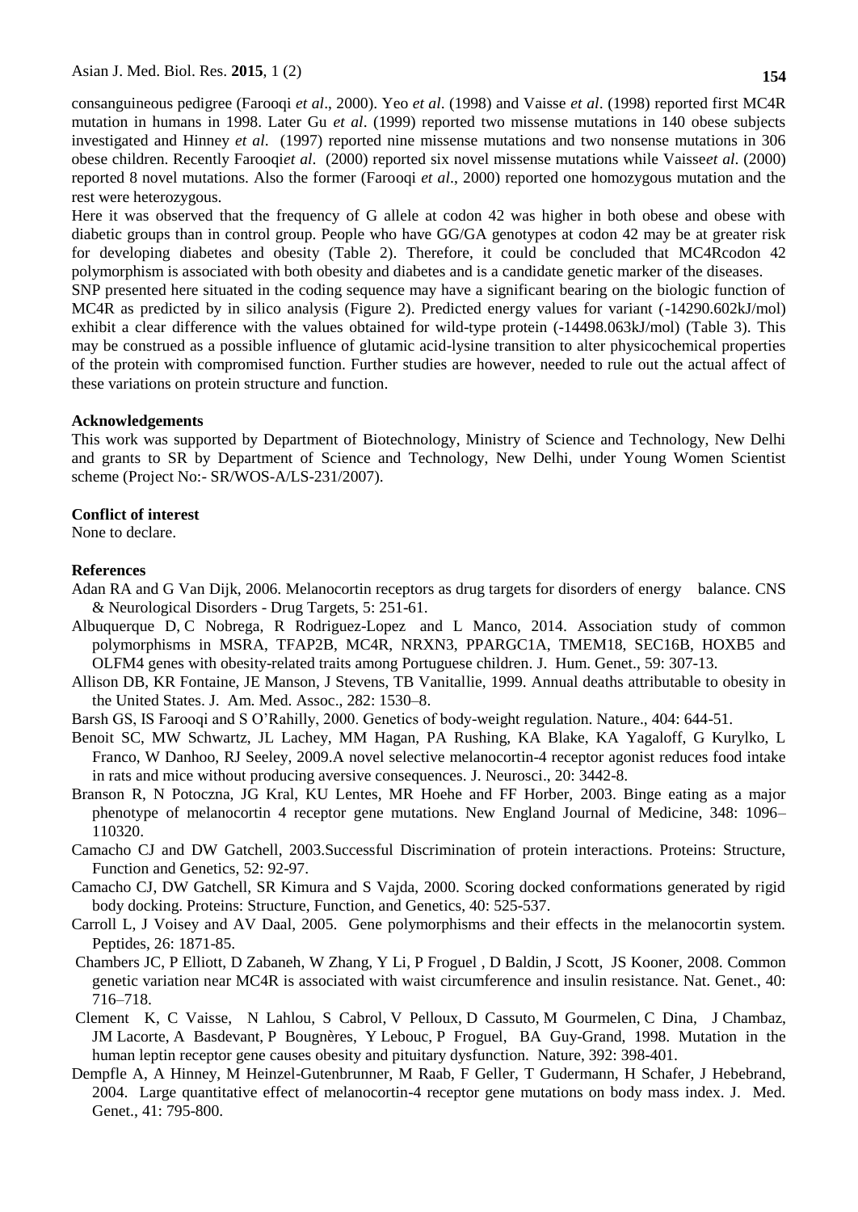consanguineous pedigree (Farooqi *et al*., 2000). Yeo *et al*. (1998) and Vaisse *et al*. (1998) reported first MC4R mutation in humans in 1998. Later Gu *et al*. (1999) reported two missense mutations in 140 obese subjects investigated and Hinney *et al*. (1997) reported nine missense mutations and two nonsense mutations in 306 obese children. Recently Farooqi*et al*. (2000) reported six novel missense mutations while Vaisse*et al*. (2000) reported 8 novel mutations. Also the former (Farooqi *et al*., 2000) reported one homozygous mutation and the rest were heterozygous.

Here it was observed that the frequency of G allele at codon 42 was higher in both obese and obese with diabetic groups than in control group. People who have GG/GA genotypes at codon 42 may be at greater risk for developing diabetes and obesity (Table 2). Therefore, it could be concluded that MC4Rcodon 42 polymorphism is associated with both obesity and diabetes and is a candidate genetic marker of the diseases.

SNP presented here situated in the coding sequence may have a significant bearing on the biologic function of MC4R as predicted by in silico analysis (Figure 2). Predicted energy values for variant (-14290.602kJ/mol) exhibit a clear difference with the values obtained for wild-type protein (-14498.063kJ/mol) (Table 3). This may be construed as a possible influence of glutamic acid-lysine transition to alter physicochemical properties of the protein with compromised function. Further studies are however, needed to rule out the actual affect of these variations on protein structure and function.

## Acknowledgements

This work was supported by Department of Biotechnology, Ministry of Science and Technology, New Delhi and grants to SR by Department of Science and Technology, New Delhi, under Young Women Scientist scheme (Project No:- SR/WOS-A/LS-231/2007).

## Conflict of interest

None to declare.

## References

Adan RA and G Van Dijk, 2006. Melanocortin receptors as drug targets for disorders of energy balance. CNS & Neurological Disorders - Drug Targets, 5: 251-61.

Albuquerque D, C Nobrega, R Rodriguez-Lopez and L Manco, 2014. Association study of common polymorphisms in MSRA, TFAP2B, MC4R, NRXN3, PPARGC1A, TMEM18, SEC16B, HOXB5 and OLFM4 genes with obesity-related traits among Portuguese children. J. Hum. Genet., 59: 307-13.

Allison DB, KR Fontaine, JE Manson, J Stevens, TB Vanitallie, 1999. Annual deaths attributable to obesity in the United States. J. Am. Med. Assoc., 282: 1530–8.

Barsh GS, IS Farooqi and S O'Rahilly, 2000. Genetics of body-weight regulation. Nature., 404: 644-51.

Benoit SC, MW Schwartz, JL Lachey, MM Hagan, PA Rushing, KA Blake, KA Yagaloff, G Kurylko, L Franco, W Danhoo, RJ Seeley, 2009.A novel selective melanocortin-4 receptor agonist reduces food intake in rats and mice without producing aversive consequences. J. Neurosci., 20: 3442-8.

Branson R, N Potoczna, JG Kral, KU Lentes, MR Hoehe and FF Horber, 2003. Binge eating as a major phenotype of melanocortin 4 receptor gene mutations. New England Journal of Medicine, 348: 1096–110320.

Camacho CJ and DW Gatchell, 2003.Successful Discrimination of protein interactions. Proteins: Structure, Function and Genetics, 52: 92-97.

Camacho CJ, DW Gatchell, SR Kimura and S Vajda, 2000. Scoring docked conformations generated by rigid body docking. Proteins: Structure, Function, and Genetics, 40: 525-537.

Carroll L, J Voisey and AV Daal, 2005. Gene polymorphisms and their effects in the melanocortin system. Peptides, 26: 1871-85.

Chambers JC, P Elliott, D Zabaneh, W Zhang, Y Li, P Froguel , D Baldin, J Scott, JS Kooner, 2008. Common genetic variation near MC4R is associated with waist circumference and insulin resistance. Nat. Genet., 40: 716–718.

Clement K, C Vaisse, N Lahlou, S Cabrol, V Pelloux, D Cassuto, M Gourmelen, C Dina, J Chambaz, JM Lacorte, A Basdevant, P Bougnères, Y Lebouc, P Froguel, BA Guy-Grand, 1998. Mutation in the human leptin receptor gene causes obesity and pituitary dysfunction. Nature, 392: 398-401.

Dempfle A, A Hinney, M Heinzel-Gutenbrunner, M Raab, F Geller, T Gudermann, H Schafer, J Hebebrand, 2004. Large quantitative effect of melanocortin-4 receptor gene mutations on body mass index. J. Med. Genet., 41: 795-800.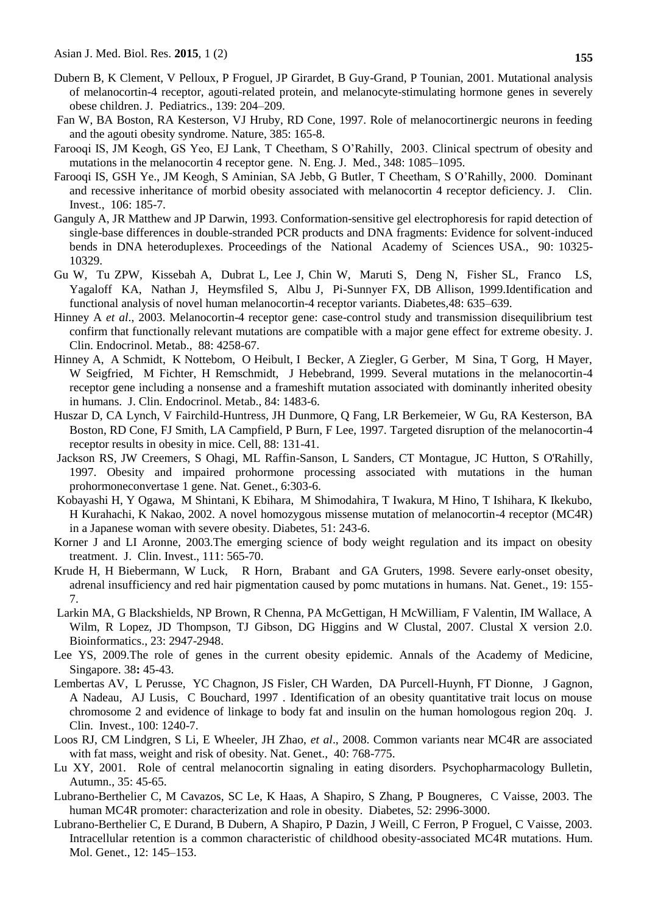Dubern B, K Clement, V Pelloux, P Froguel, JP Girardet, B Guy-Grand, P Tounian, 2001. Mutational analysis of melanocortin-4 receptor, agouti-related protein, and melanocyte-stimulating hormone genes in severely obese children. J. Pediatrics., 139: 204–209.

Fan W, BA Boston, RA Kesterson, VJ Hruby, RD Cone, 1997. Role of melanocortinergic neurons in feeding and the agouti obesity syndrome. Nature, 385: 165-8.

Farooqi IS, JM Keogh, GS Yeo, EJ Lank, T Cheetham, S O'Rahilly, 2003. Clinical spectrum of obesity and mutations in the melanocortin 4 receptor gene. N. Eng. J. Med., 348: 1085–1095.

Farooqi IS, GSH Ye., JM Keogh, S Aminian, SA Jebb, G Butler, T Cheetham, S O'Rahilly, 2000. Dominant and recessive inheritance of morbid obesity associated with melanocortin 4 receptor deficiency. J. Clin. Invest., 106: 185-7.

Ganguly A, JR Matthew and JP Darwin, 1993. Conformation-sensitive gel electrophoresis for rapid detection of single-base differences in double-stranded PCR products and DNA fragments: Evidence for solvent-induced bends in DNA heteroduplexes. Proceedings of the National Academy of Sciences USA., 90: 10325-10329.

Gu W, Tu ZPW, Kissebah A, Dubrat L, Lee J, Chin W, Maruti S, Deng N, Fisher SL, Franco LS, Yagaloff KA, Nathan J, Heymsfiled S, Albu J, Pi-Sunnyer FX, DB Allison, 1999.Identification and functional analysis of novel human melanocortin-4 receptor variants. Diabetes,48: 635–639.

Hinney A *et al*., 2003. Melanocortin-4 receptor gene: case-control study and transmission disequilibrium test confirm that functionally relevant mutations are compatible with a major gene effect for extreme obesity. J. Clin. Endocrinol. Metab., 88: 4258-67.

Hinney A, A Schmidt, K Nottebom, O Heibult, I Becker, A Ziegler, G Gerber, M Sina, T Gorg, H Mayer, W Seigfried, M Fichter, H Remschmidt, J Hebebrand, 1999. Several mutations in the melanocortin-4 receptor gene including a nonsense and a frameshift mutation associated with dominantly inherited obesity in humans. J. Clin. Endocrinol. Metab., 84: 1483-6.

Huszar D, CA Lynch, V Fairchild-Huntress, JH Dunmore, Q Fang, LR Berkemeier, W Gu, RA Kesterson, BA Boston, RD Cone, FJ Smith, LA Campfield, P Burn, F Lee, 1997. Targeted disruption of the melanocortin-4 receptor results in obesity in mice. Cell, 88: 131-41.

Jackson RS, JW Creemers, S Ohagi, ML Raffin-Sanson, L Sanders, CT Montague, JC Hutton, S O'Rahilly, 1997. Obesity and impaired prohormone processing associated with mutations in the human prohormoneconvertase 1 gene. Nat. Genet., 6:303-6.

Kobayashi H, Y Ogawa, M Shintani, K Ebihara, M Shimodahira, T Iwakura, M Hino, T Ishihara, K Ikekubo, H Kurahachi, K Nakao, 2002. A novel homozygous missense mutation of melanocortin-4 receptor (MC4R) in a Japanese woman with severe obesity. Diabetes, 51: 243-6.

Korner J and LI Aronne, 2003.The emerging science of body weight regulation and its impact on obesity treatment. J. Clin. Invest., 111: 565-70.

Krude H, H Biebermann, W Luck, R Horn, Brabant and GA Gruters, 1998. Severe early-onset obesity, adrenal insufficiency and red hair pigmentation caused by pomc mutations in humans. Nat. Genet., 19: 155-7.

Larkin MA, G Blackshields, NP Brown, R Chenna, PA McGettigan, H McWilliam, F Valentin, IM Wallace, A Wilm, R Lopez, JD Thompson, TJ Gibson, DG Higgins and W Clustal, 2007. Clustal X version 2.0. Bioinformatics., 23: 2947-2948.

Lee YS, 2009.The role of genes in the current obesity epidemic. Annals of the Academy of Medicine, Singapore. 38**:** 45-43.

Lembertas AV, L Perusse, YC Chagnon, JS Fisler, CH Warden, DA Purcell-Huynh, FT Dionne, J Gagnon, A Nadeau, AJ Lusis, C Bouchard, 1997 . Identification of an obesity quantitative trait locus on mouse chromosome 2 and evidence of linkage to body fat and insulin on the human homologous region 20q. J. Clin. Invest., 100: 1240-7.

Loos RJ, CM Lindgren, S Li, E Wheeler, JH Zhao, *et al*., 2008. Common variants near MC4R are associated with fat mass, weight and risk of obesity. Nat. Genet., 40: 768-775.

Lu XY, 2001. Role of central melanocortin signaling in eating disorders. Psychopharmacology Bulletin, Autumn., 35: 45-65.

Lubrano-Berthelier C, M Cavazos, SC Le, K Haas, A Shapiro, S Zhang, P Bougneres, C Vaisse, 2003. The human MC4R promoter: characterization and role in obesity. Diabetes, 52: 2996-3000.

Lubrano-Berthelier C, E Durand, B Dubern, A Shapiro, P Dazin, J Weill, C Ferron, P Froguel, C Vaisse, 2003. Intracellular retention is a common characteristic of childhood obesity-associated MC4R mutations. Hum. Mol. Genet., 12: 145–153.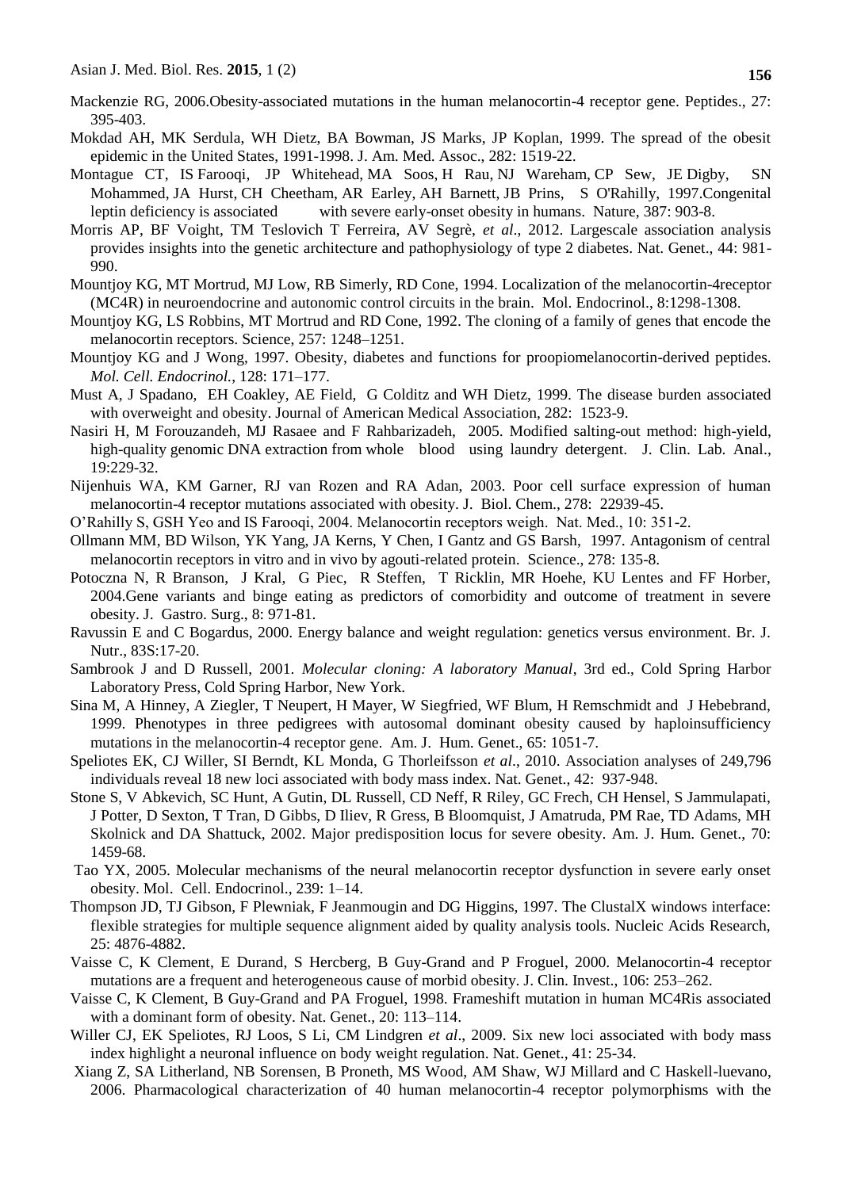Mackenzie RG, 2006.Obesity-associated mutations in the human melanocortin-4 receptor gene. Peptides., 27: 395-403.

Mokdad AH, MK Serdula, WH Dietz, BA Bowman, JS Marks, JP Koplan, 1999. The spread of the obesit epidemic in the United States, 1991-1998. J. Am. Med. Assoc., 282: 1519-22.

Montague CT, IS Farooqi, JP Whitehead, MA Soos, H Rau, NJ Wareham, CP Sew, JE Digby, SN Mohammed, JA Hurst, CH Cheetham, AR Earley, AH Barnett, JB Prins, S O'Rahilly, 1997.Congenital leptin deficiency is associated with severe early-onset obesity in humans. Nature, 387: 903-8.

Morris AP, BF Voight, TM Teslovich T Ferreira, AV Segrè, *et al*., 2012. Largescale association analysis provides insights into the genetic architecture and pathophysiology of type 2 diabetes. Nat. Genet., 44: 981-990.

Mountjoy KG, MT Mortrud, MJ Low, RB Simerly, RD Cone, 1994. Localization of the melanocortin-4receptor (MC4R) in neuroendocrine and autonomic control circuits in the brain. Mol. Endocrinol., 8:1298-1308.

Mountjoy KG, LS Robbins, MT Mortrud and RD Cone, 1992. The cloning of a family of genes that encode the melanocortin receptors. Science, 257: 1248–1251.

Mountjoy KG and J Wong, 1997. Obesity, diabetes and functions for proopiomelanocortin-derived peptides. *Mol. Cell. Endocrinol.*, 128: 171–177.

Must A, J Spadano, EH Coakley, AE Field, G Colditz and WH Dietz, 1999. The disease burden associated with overweight and obesity. Journal of American Medical Association, 282: 1523-9.

Nasiri H, M Forouzandeh, MJ Rasaee and F Rahbarizadeh, 2005. Modified salting-out method: high-yield, high-quality genomic DNA extraction from whole blood using laundry detergent. J. Clin. Lab. Anal., 19:229-32.

Nijenhuis WA, KM Garner, RJ van Rozen and RA Adan, 2003. Poor cell surface expression of human melanocortin-4 receptor mutations associated with obesity. J. Biol. Chem., 278: 22939-45.

O'Rahilly S, GSH Yeo and IS Farooqi, 2004. Melanocortin receptors weigh. Nat. Med., 10: 351-2.

Ollmann MM, BD Wilson, YK Yang, JA Kerns, Y Chen, I Gantz and GS Barsh, 1997. Antagonism of central melanocortin receptors in vitro and in vivo by agouti-related protein. Science., 278: 135-8.

Potoczna N, R Branson, J Kral, G Piec, R Steffen, T Ricklin, MR Hoehe, KU Lentes and FF Horber, 2004.Gene variants and binge eating as predictors of comorbidity and outcome of treatment in severe obesity. J. Gastro. Surg., 8: 971-81.

Ravussin E and C Bogardus, 2000. Energy balance and weight regulation: genetics versus environment. Br. J. Nutr., 83S:17-20.

Sambrook J and D Russell, 2001. *Molecular cloning: A laboratory Manual*, 3rd ed., Cold Spring Harbor Laboratory Press, Cold Spring Harbor, New York.

Sina M, A Hinney, A Ziegler, T Neupert, H Mayer, W Siegfried, WF Blum, H Remschmidt and J Hebebrand, 1999. Phenotypes in three pedigrees with autosomal dominant obesity caused by haploinsufficiency mutations in the melanocortin-4 receptor gene. Am. J. Hum. Genet., 65: 1051-7.

Speliotes EK, CJ Willer, SI Berndt, KL Monda, G Thorleifsson *et al*., 2010. Association analyses of 249,796 individuals reveal 18 new loci associated with body mass index. Nat. Genet., 42: 937-948.

Stone S, V Abkevich, SC Hunt, A Gutin, DL Russell, CD Neff, R Riley, GC Frech, CH Hensel, S Jammulapati, J Potter, D Sexton, T Tran, D Gibbs, D Iliev, R Gress, B Bloomquist, J Amatruda, PM Rae, TD Adams, MH Skolnick and DA Shattuck, 2002. Major predisposition locus for severe obesity. Am. J. Hum. Genet., 70: 1459-68.

Tao YX, 2005. Molecular mechanisms of the neural melanocortin receptor dysfunction in severe early onset obesity. Mol. Cell. Endocrinol., 239: 1–14.

Thompson JD, TJ Gibson, F Plewniak, F Jeanmougin and DG Higgins, 1997. The ClustalX windows interface: flexible strategies for multiple sequence alignment aided by quality analysis tools. Nucleic Acids Research, 25: 4876-4882.

Vaisse C, K Clement, E Durand, S Hercberg, B Guy-Grand and P Froguel, 2000. Melanocortin-4 receptor mutations are a frequent and heterogeneous cause of morbid obesity. J. Clin. Invest., 106: 253–262.

Vaisse C, K Clement, B Guy-Grand and PA Froguel, 1998. Frameshift mutation in human MC4Ris associated with a dominant form of obesity. Nat. Genet., 20: 113–114.

Willer CJ, EK Speliotes, RJ Loos, S Li, CM Lindgren *et al*., 2009. Six new loci associated with body mass index highlight a neuronal influence on body weight regulation. Nat. Genet., 41: 25-34.

Xiang Z, SA Litherland, NB Sorensen, B Proneth, MS Wood, AM Shaw, WJ Millard and C Haskell-luevano, 2006. Pharmacological characterization of 40 human melanocortin-4 receptor polymorphisms with the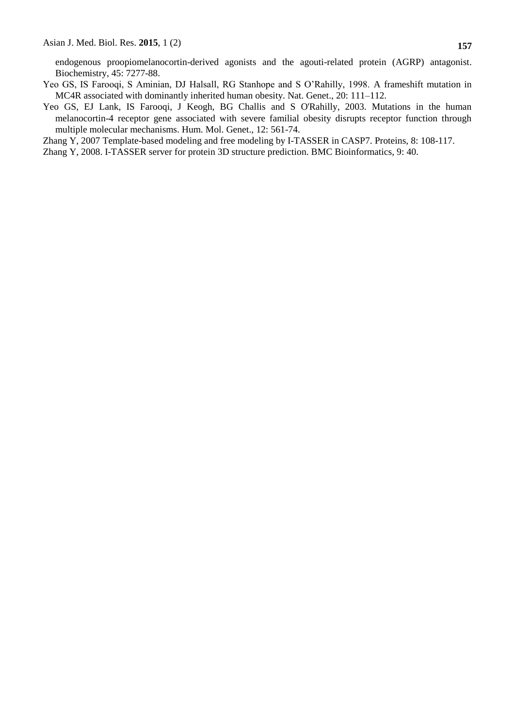endogenous proopiomelanocortin-derived agonists and the agouti-related protein (AGRP) antagonist. Biochemistry, 45: 7277-88.

Yeo GS, IS Farooqi, S Aminian, DJ Halsall, RG Stanhope and S O'Rahilly, 1998. A frameshift mutation in MC4R associated with dominantly inherited human obesity. Nat. Genet., 20: 111–112.

Yeo GS, EJ Lank, IS Farooqi, J Keogh, BG Challis and S O'Rahilly, 2003. Mutations in the human melanocortin-4 receptor gene associated with severe familial obesity disrupts receptor function through multiple molecular mechanisms. Hum. Mol. Genet., 12: 561-74.

Zhang Y, 2007 Template-based modeling and free modeling by I-TASSER in CASP7. Proteins, 8: 108-117.

Zhang Y, 2008. I-TASSER server for protein 3D structure prediction. BMC Bioinformatics, 9: 40.